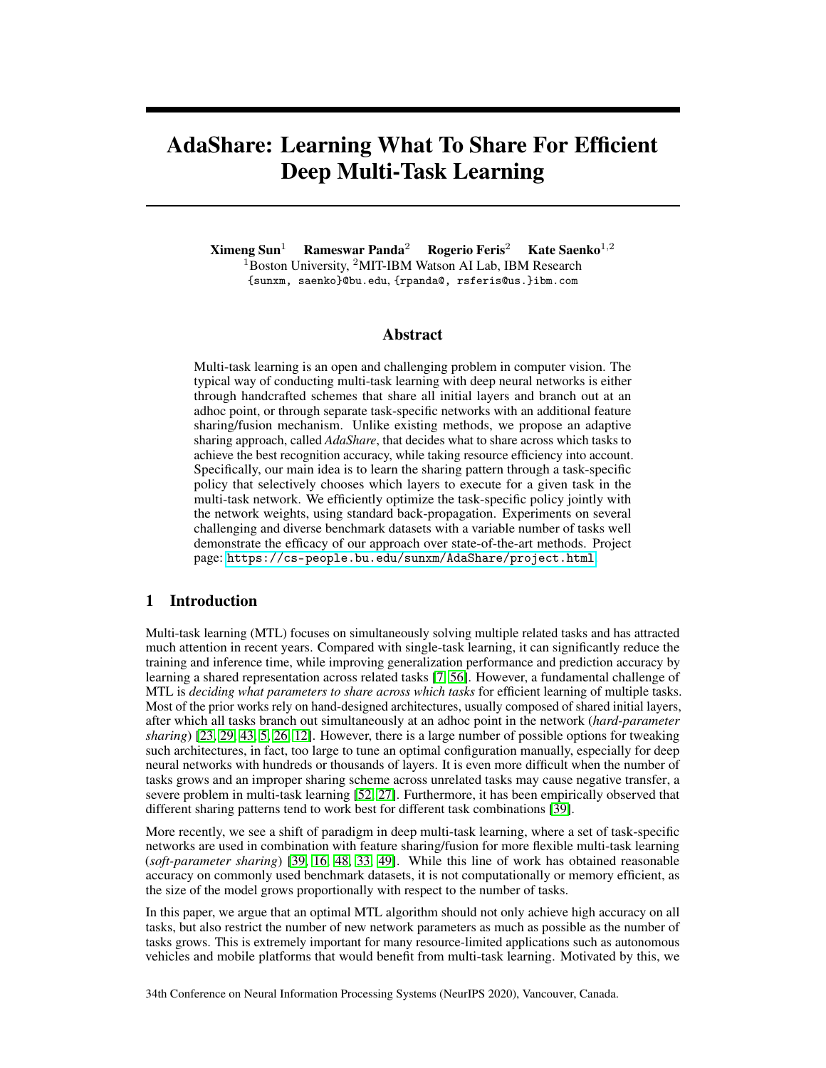# AdaShare: Learning What To Share For Efficient Deep Multi-Task Learning

**Ximeng Sun**[1] **Rameswar Panda**[2] **Rogerio Feris**[2] **Kate Saenko**[1,2]

[1]Boston University, [2]MIT-IBM Watson AI Lab, IBM Research

{sunxm, saenko}@bu.edu, {rpanda@, rsferis@us.}ibm.com

## Abstract

Multi-task learning is an open and challenging problem in computer vision. The typical way of conducting multi-task learning with deep neural networks is either through handcrafted schemes that share all initial layers and branch out at an adhoc point, or through separate task-specific networks with an additional feature sharing/fusion mechanism. Unlike existing methods, we propose an adaptive sharing approach, called *AdaShare*, that decides what to share across which tasks to achieve the best recognition accuracy, while taking resource efficiency into account. Specifically, our main idea is to learn the sharing pattern through a task-specific policy that selectively chooses which layers to execute for a given task in the multi-task network. We efficiently optimize the task-specific policy jointly with the network weights, using standard back-propagation. Experiments on several challenging and diverse benchmark datasets with a variable number of tasks well demonstrate the efficacy of our approach over state-of-the-art methods. Project page: https://cs-people.bu.edu/sunxm/AdaShare/project.html.

## 1 Introduction

Multi-task learning (MTL) focuses on simultaneously solving multiple related tasks and has attracted much attention in recent years. Compared with single-task learning, it can significantly reduce the training and inference time, while improving generalization performance and prediction accuracy by learning a shared representation across related tasks [7, 56]. However, a fundamental challenge of MTL is *deciding what parameters to share across which tasks* for efficient learning of multiple tasks. Most of the prior works rely on hand-designed architectures, usually composed of shared initial layers, after which all tasks branch out simultaneously at an adhoc point in the network (*hard-parameter sharing*) [23, 29, 43, 5, 26, 12]. However, there is a large number of possible options for tweaking such architectures, in fact, too large to tune an optimal configuration manually, especially for deep neural networks with hundreds or thousands of layers. It is even more difficult when the number of tasks grows and an improper sharing scheme across unrelated tasks may cause negative transfer, a severe problem in multi-task learning [52, 27]. Furthermore, it has been empirically observed that different sharing patterns tend to work best for different task combinations [39].

More recently, we see a shift of paradigm in deep multi-task learning, where a set of task-specific networks are used in combination with feature sharing/fusion for more flexible multi-task learning (*soft-parameter sharing*) [39, 16, 48, 33, 49]. While this line of work has obtained reasonable accuracy on commonly used benchmark datasets, it is not computationally or memory efficient, as the size of the model grows proportionally with respect to the number of tasks.

In this paper, we argue that an optimal MTL algorithm should not only achieve high accuracy on all tasks, but also restrict the number of new network parameters as much as possible as the number of tasks grows. This is extremely important for many resource-limited applications such as autonomous vehicles and mobile platforms that would benefit from multi-task learning. Motivated by this, we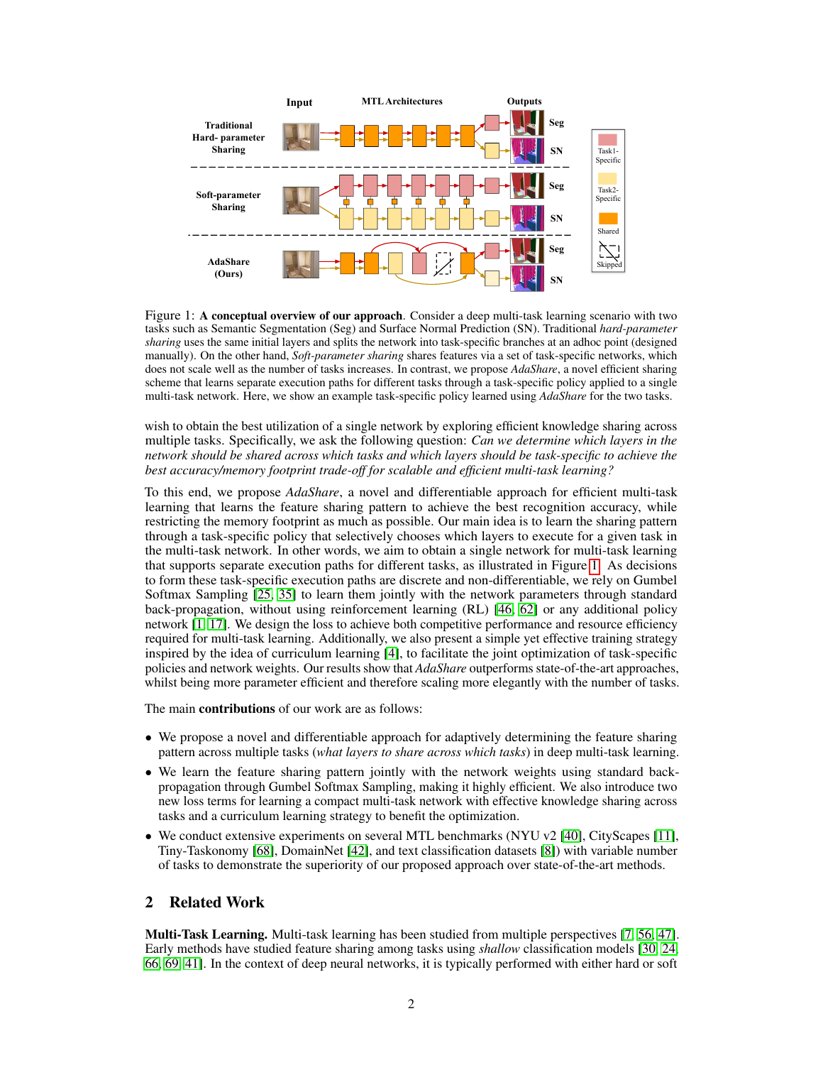Figure 1: **A conceptual overview of our approach**. Consider a deep multi-task learning scenario with two tasks such as Semantic Segmentation (Seg) and Surface Normal Prediction (SN). Traditional *hard-parameter sharing* uses the same initial layers and splits the network into task-specific branches at an adhoc point (designed manually). On the other hand, *Soft-parameter sharing* shares features via a set of task-specific networks, which does not scale well as the number of tasks increases. In contrast, we propose *AdaShare*, a novel efficient sharing scheme that learns separate execution paths for different tasks through a task-specific policy applied to a single multi-task network. Here, we show an example task-specific policy learned using *AdaShare* for the two tasks.

wish to obtain the best utilization of a single network by exploring efficient knowledge sharing across multiple tasks. Specifically, we ask the following question: *Can we determine which layers in the network should be shared across which tasks and which layers should be task-specific to achieve the best accuracy/memory footprint trade-off for scalable and efficient multi-task learning?*

To this end, we propose *AdaShare*, a novel and differentiable approach for efficient multi-task learning that learns the feature sharing pattern to achieve the best recognition accuracy, while restricting the memory footprint as much as possible. Our main idea is to learn the sharing pattern through a task-specific policy that selectively chooses which layers to execute for a given task in the multi-task network. In other words, we aim to obtain a single network for multi-task learning that supports separate execution paths for different tasks, as illustrated in Figure 1. As decisions to form these task-specific execution paths are discrete and non-differentiable, we rely on Gumbel Softmax Sampling [25, 35] to learn them jointly with the network parameters through standard back-propagation, without using reinforcement learning (RL) [46, 62] or any additional policy network [1, 17]. We design the loss to achieve both competitive performance and resource efficiency required for multi-task learning. Additionally, we also present a simple yet effective training strategy inspired by the idea of curriculum learning [4], to facilitate the joint optimization of task-specific policies and network weights. Our results show that *AdaShare* outperforms state-of-the-art approaches, whilst being more parameter efficient and therefore scaling more elegantly with the number of tasks.

The main **contributions** of our work are as follows:

- We propose a novel and differentiable approach for adaptively determining the feature sharing pattern across multiple tasks (*what layers to share across which tasks*) in deep multi-task learning.
- We learn the feature sharing pattern jointly with the network weights using standard back-propagation through Gumbel Softmax Sampling, making it highly efficient. We also introduce two new loss terms for learning a compact multi-task network with effective knowledge sharing across tasks and a curriculum learning strategy to benefit the optimization.
- We conduct extensive experiments on several MTL benchmarks (NYU v2 [40], CityScapes [11], Tiny-Taskonomy [68], DomainNet [42], and text classification datasets [8]) with variable number of tasks to demonstrate the superiority of our proposed approach over state-of-the-art methods.

## 2 Related Work

**Multi-Task Learning.** Multi-task learning has been studied from multiple perspectives [7, 56, 47]. Early methods have studied feature sharing among tasks using *shallow* classification models [30, 24, 66, 69, 41]. In the context of deep neural networks, it is typically performed with either hard or soft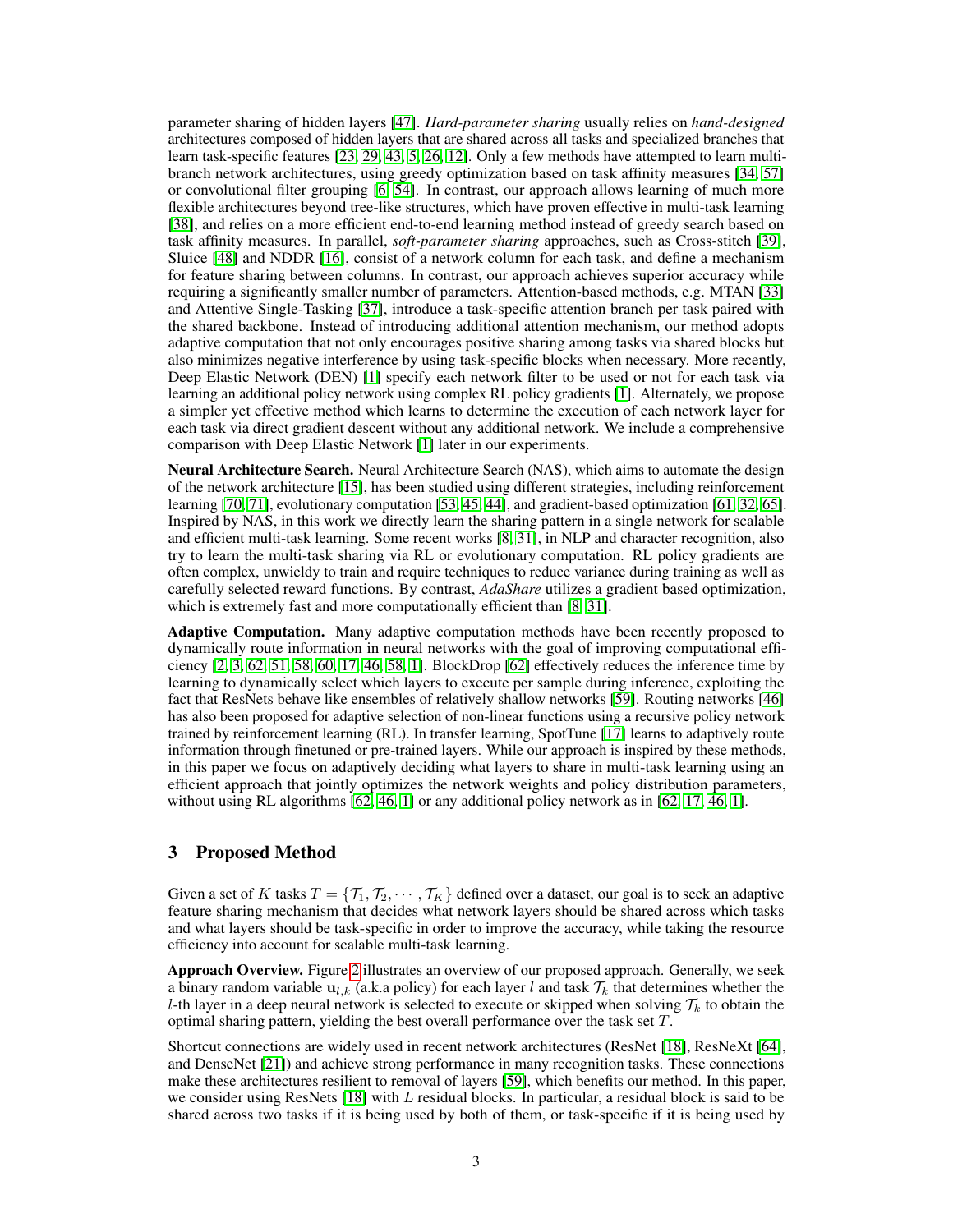parameter sharing of hidden layers [47]. *Hard-parameter sharing* usually relies on *hand-designed* architectures composed of hidden layers that are shared across all tasks and specialized branches that learn task-specific features [23, 29, 43, 5, 26, 12]. Only a few methods have attempted to learn multi-branch network architectures, using greedy optimization based on task affinity measures [34, 57] or convolutional filter grouping [6, 54]. In contrast, our approach allows learning of much more flexible architectures beyond tree-like structures, which have proven effective in multi-task learning [38], and relies on a more efficient end-to-end learning method instead of greedy search based on task affinity measures. In parallel, *soft-parameter sharing* approaches, such as Cross-stitch [39], Sluice [48] and NDDR [16], consist of a network column for each task, and define a mechanism for feature sharing between columns. In contrast, our approach achieves superior accuracy while requiring a significantly smaller number of parameters. Attention-based methods, e.g. MTAN [33] and Attentive Single-Tasking [37], introduce a task-specific attention branch per task paired with the shared backbone. Instead of introducing additional attention mechanism, our method adopts adaptive computation that not only encourages positive sharing among tasks via shared blocks but also minimizes negative interference by using task-specific blocks when necessary. More recently, Deep Elastic Network (DEN) [1] specify each network filter to be used or not for each task via learning an additional policy network using complex RL policy gradients [1]. Alternately, we propose a simpler yet effective method which learns to determine the execution of each network layer for each task via direct gradient descent without any additional network. We include a comprehensive comparison with Deep Elastic Network [1] later in our experiments.

**Neural Architecture Search.** Neural Architecture Search (NAS), which aims to automate the design of the network architecture [15], has been studied using different strategies, including reinforcement learning [70, 71], evolutionary computation [53, 45, 44], and gradient-based optimization [61, 32, 65]. Inspired by NAS, in this work we directly learn the sharing pattern in a single network for scalable and efficient multi-task learning. Some recent works [8, 31], in NLP and character recognition, also try to learn the multi-task sharing via RL or evolutionary computation. RL policy gradients are often complex, unwieldy to train and require techniques to reduce variance during training as well as carefully selected reward functions. By contrast, *AdaShare* utilizes a gradient based optimization, which is extremely fast and more computationally efficient than [8, 31].

**Adaptive Computation.** Many adaptive computation methods have been recently proposed to dynamically route information in neural networks with the goal of improving computational efficiency [2, 3, 62, 51, 58, 60, 17, 46, 58, 1]. BlockDrop [62] effectively reduces the inference time by learning to dynamically select which layers to execute per sample during inference, exploiting the fact that ResNets behave like ensembles of relatively shallow networks [59]. Routing networks [46] has also been proposed for adaptive selection of non-linear functions using a recursive policy network trained by reinforcement learning (RL). In transfer learning, SpotTune [17] learns to adaptively route information through finetuned or pre-trained layers. While our approach is inspired by these methods, in this paper we focus on adaptively deciding what layers to share in multi-task learning using an efficient approach that jointly optimizes the network weights and policy distribution parameters, without using RL algorithms [62, 46, 1] or any additional policy network as in [62, 17, 46, 1].

## 3 Proposed Method

Given a set of $K$ tasks $T = \{\mathcal{T}_1, \mathcal{T}_2, \cdots, \mathcal{T}_K\}$ defined over a dataset, our goal is to seek an adaptive feature sharing mechanism that decides what network layers should be shared across which tasks and what layers should be task-specific in order to improve the accuracy, while taking the resource efficiency into account for scalable multi-task learning.

**Approach Overview.** Figure 2 illustrates an overview of our proposed approach. Generally, we seek a binary random variable $\mathbf{u}_{l,k}$ (a.k.a policy) for each layer $l$ and task $\mathcal{T}_k$ that determines whether the $l$-th layer in a deep neural network is selected to execute or skipped when solving $\mathcal{T}_k$ to obtain the optimal sharing pattern, yielding the best overall performance over the task set $T$.

Shortcut connections are widely used in recent network architectures (ResNet [18], ResNeXt [64], and DenseNet [21]) and achieve strong performance in many recognition tasks. These connections make these architectures resilient to removal of layers [59], which benefits our method. In this paper, we consider using ResNets [18] with $L$ residual blocks. In particular, a residual block is said to be shared across two tasks if it is being used by both of them, or task-specific if it is being used by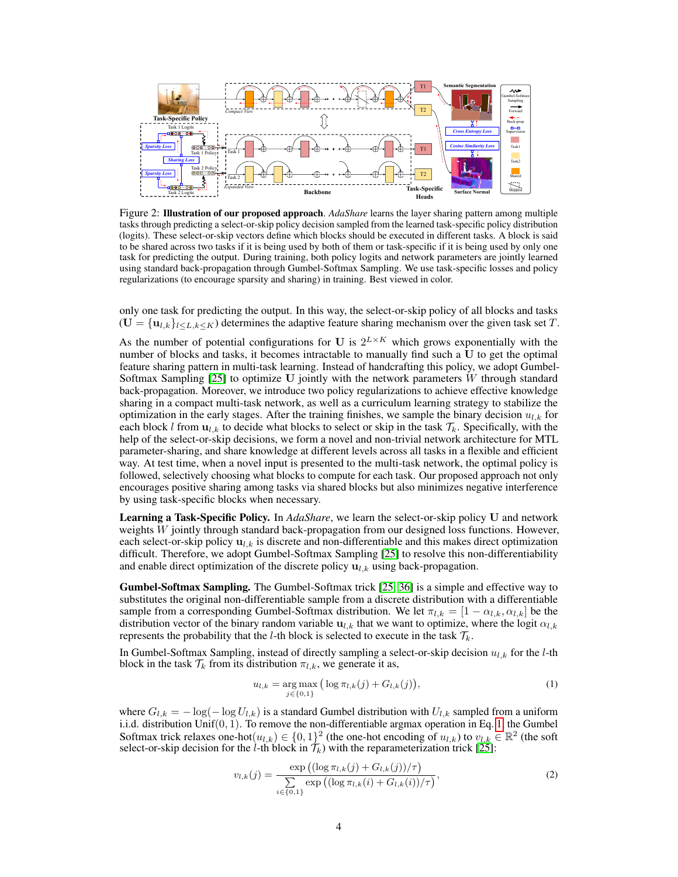Figure 2: **Illustration of our proposed approach**. *AdaShare* learns the layer sharing pattern among multiple tasks through predicting a select-or-skip policy decision sampled from the learned task-specific policy distribution (logits). These select-or-skip vectors define which blocks should be executed in different tasks. A block is said to be shared across two tasks if it is being used by both of them or task-specific if it is being used by only one task for predicting the output. During training, both policy logits and network parameters are jointly learned using standard back-propagation through Gumbel-Softmax Sampling. We use task-specific losses and policy regularizations (to encourage sparsity and sharing) in training. Best viewed in color.

only one task for predicting the output. In this way, the select-or-skip policy of all blocks and tasks ($\mathbf{U} = \{\mathbf{u}_{l,k}\}_{l \leq L, k \leq K}$) determines the adaptive feature sharing mechanism over the given task set $\mathcal{T}$.

As the number of potential configurations for $\mathbf{U}$ is $2^{L \times K}$ which grows exponentially with the number of blocks and tasks, it becomes intractable to manually find such a $\mathbf{U}$ to get the optimal feature sharing pattern in multi-task learning. Instead of handcrafting this policy, we adopt Gumbel-Softmax Sampling [25] to optimize $\mathbf{U}$ jointly with the network parameters $W$ through standard back-propagation. Moreover, we introduce two policy regularizations to achieve effective knowledge sharing in a compact multi-task network, as well as a curriculum learning strategy to stabilize the optimization in the early stages. After the training finishes, we sample the binary decision $u_{l,k}$ for each block $l$ from $\mathbf{u}_{l,k}$ to decide what blocks to select or skip in the task $\mathcal{T}_k$. Specifically, with the help of the select-or-skip decisions, we form a novel and non-trivial network architecture for MTL parameter-sharing, and share knowledge at different levels across all tasks in a flexible and efficient way. At test time, when a novel input is presented to the multi-task network, the optimal policy is followed, selectively choosing what blocks to compute for each task. Our proposed approach not only encourages positive sharing among tasks via shared blocks but also minimizes negative interference by using task-specific blocks when necessary.

**Learning a Task-Specific Policy.** In *AdaShare*, we learn the select-or-skip policy $\mathbf{U}$ and network weights $W$ jointly through standard back-propagation from our designed loss functions. However, each select-or-skip policy $\mathbf{u}_{l,k}$ is discrete and non-differentiable and this makes direct optimization difficult. Therefore, we adopt Gumbel-Softmax Sampling [25] to resolve this non-differentiability and enable direct optimization of the discrete policy $\mathbf{u}_{l,k}$ using back-propagation.

**Gumbel-Softmax Sampling.** The Gumbel-Softmax trick [25, 36] is a simple and effective way to substitutes the original non-differentiable sample from a discrete distribution with a differentiable sample from a corresponding Gumbel-Softmax distribution. We let $\pi_{l,k} = [1 - \alpha_{l,k}, \alpha_{l,k}]$ be the distribution vector of the binary random variable $\mathbf{u}_{l,k}$ that we want to optimize, where the logit $\alpha_{l,k}$ represents the probability that the $l$-th block is selected to execute in the task $\mathcal{T}_k$.

In Gumbel-Softmax Sampling, instead of directly sampling a select-or-skip decision $u_{l,k}$ for the $l$-th block in the task $\mathcal{T}_k$ from its distribution $\pi_{l,k}$, we generate it as,

$$u_{l,k} = \arg\max_{j \in \{0,1\}} \big(\log \pi_{l,k}(j) + G_{l,k}(j)\big), \tag{1}$$

where $G_{l,k} = -\log(-\log U_{l,k})$ is a standard Gumbel distribution with $U_{l,k}$ sampled from a uniform i.i.d. distribution $\text{Unif}(0, 1)$. To remove the non-differentiable argmax operation in Eq. 1, the Gumbel Softmax trick relaxes one-hot$(u_{l,k}) \in \{0, 1\}^2$ (the one-hot encoding of $u_{l,k}$) to $v_{l,k} \in \mathbb{R}^2$ (the soft select-or-skip decision for the $l$-th block in $\mathcal{T}_k$) with the reparameterization trick [25]:

$$v_{l,k}(j) = \frac{\exp\big((\log \pi_{l,k}(j) + G_{l,k}(j))/\tau\big)}{\sum\limits_{i \in \{0,1\}} \exp\big((\log \pi_{l,k}(i) + G_{l,k}(i))/\tau\big)}, \tag{2}$$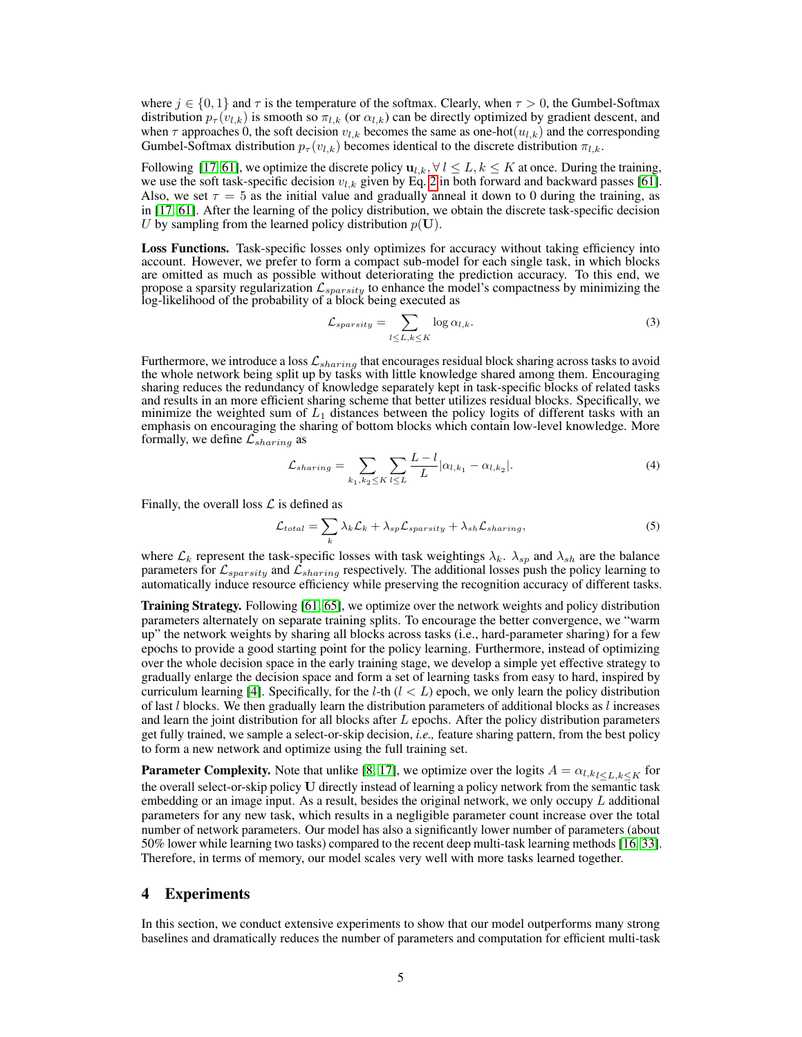where $j \in \{0, 1\}$ and $\tau$ is the temperature of the softmax. Clearly, when $\tau > 0$, the Gumbel-Softmax distribution $p_\tau(v_{l,k})$ is smooth so $\pi_{l,k}$ (or $\alpha_{l,k}$) can be directly optimized by gradient descent, and when $\tau$ approaches 0, the soft decision $v_{l,k}$ becomes the same as one-hot($u_{l,k}$) and the corresponding Gumbel-Softmax distribution $p_\tau(v_{l,k})$ becomes identical to the discrete distribution $\pi_{l,k}$.

Following [17, 61], we optimize the discrete policy $\mathbf{u}_{l,k}, \forall\, l \le L, k \le K$ at once. During the training, we use the soft task-specific decision $v_{l,k}$ given by Eq. 2 in both forward and backward passes [61]. Also, we set $\tau = 5$ as the initial value and gradually anneal it down to 0 during the training, as in [17, 61]. After the learning of the policy distribution, we obtain the discrete task-specific decision $U$ by sampling from the learned policy distribution $p(\mathbf{U})$.

**Loss Functions.** Task-specific losses only optimizes for accuracy without taking efficiency into account. However, we prefer to form a compact sub-model for each single task, in which blocks are omitted as much as possible without deteriorating the prediction accuracy. To this end, we propose a sparsity regularization $\mathcal{L}_{sparsity}$ to enhance the model's compactness by minimizing the log-likelihood of the probability of a block being executed as

$$\mathcal{L}_{sparsity} = \sum_{l \le L, k \le K} \log \alpha_{l,k}. \tag{3}$$

Furthermore, we introduce a loss $\mathcal{L}_{sharing}$ that encourages residual block sharing across tasks to avoid the whole network being split up by tasks with little knowledge shared among them. Encouraging sharing reduces the redundancy of knowledge separately kept in task-specific blocks of related tasks and results in an more efficient sharing scheme that better utilizes residual blocks. Specifically, we minimize the weighted sum of $L_1$ distances between the policy logits of different tasks with an emphasis on encouraging the sharing of bottom blocks which contain low-level knowledge. More formally, we define $\mathcal{L}_{sharing}$ as

$$\mathcal{L}_{sharing} = \sum_{k_1, k_2 \le K} \sum_{l \le L} \frac{L - l}{L} |\alpha_{l,k_1} - \alpha_{l,k_2}|. \tag{4}$$

Finally, the overall loss $\mathcal{L}$ is defined as

$$\mathcal{L}_{total} = \sum_k \lambda_k \mathcal{L}_k + \lambda_{sp} \mathcal{L}_{sparsity} + \lambda_{sh} \mathcal{L}_{sharing}, \tag{5}$$

where $\mathcal{L}_k$ represent the task-specific losses with task weightings $\lambda_k$. $\lambda_{sp}$ and $\lambda_{sh}$ are the balance parameters for $\mathcal{L}_{sparsity}$ and $\mathcal{L}_{sharing}$ respectively. The additional losses push the policy learning to automatically induce resource efficiency while preserving the recognition accuracy of different tasks.

**Training Strategy.** Following [61, 65], we optimize over the network weights and policy distribution parameters alternately on separate training splits. To encourage the better convergence, we "warm up" the network weights by sharing all blocks across tasks (i.e., hard-parameter sharing) for a few epochs to provide a good starting point for the policy learning. Furthermore, instead of optimizing over the whole decision space in the early training stage, we develop a simple yet effective strategy to gradually enlarge the decision space and form a set of learning tasks from easy to hard, inspired by curriculum learning [4]. Specifically, for the $l$-th ($l < L$) epoch, we only learn the policy distribution of last $l$ blocks. We then gradually learn the distribution parameters of additional blocks as $l$ increases and learn the joint distribution for all blocks after $L$ epochs. After the policy distribution parameters get fully trained, we sample a select-or-skip decision, *i.e.,* feature sharing pattern, from the best policy to form a new network and optimize using the full training set.

**Parameter Complexity.** Note that unlike [8, 17], we optimize over the logits $A = \alpha_{l,k_{l \le L, k \le K}}$ for the overall select-or-skip policy $\mathbf{U}$ directly instead of learning a policy network from the semantic task embedding or an image input. As a result, besides the original network, we only occupy $L$ additional parameters for any new task, which results in a negligible parameter count increase over the total number of network parameters. Our model has also a significantly lower number of parameters (about 50% lower while learning two tasks) compared to the recent deep multi-task learning methods [16, 33]. Therefore, in terms of memory, our model scales very well with more tasks learned together.

## 4 Experiments

In this section, we conduct extensive experiments to show that our model outperforms many strong baselines and dramatically reduces the number of parameters and computation for efficient multi-task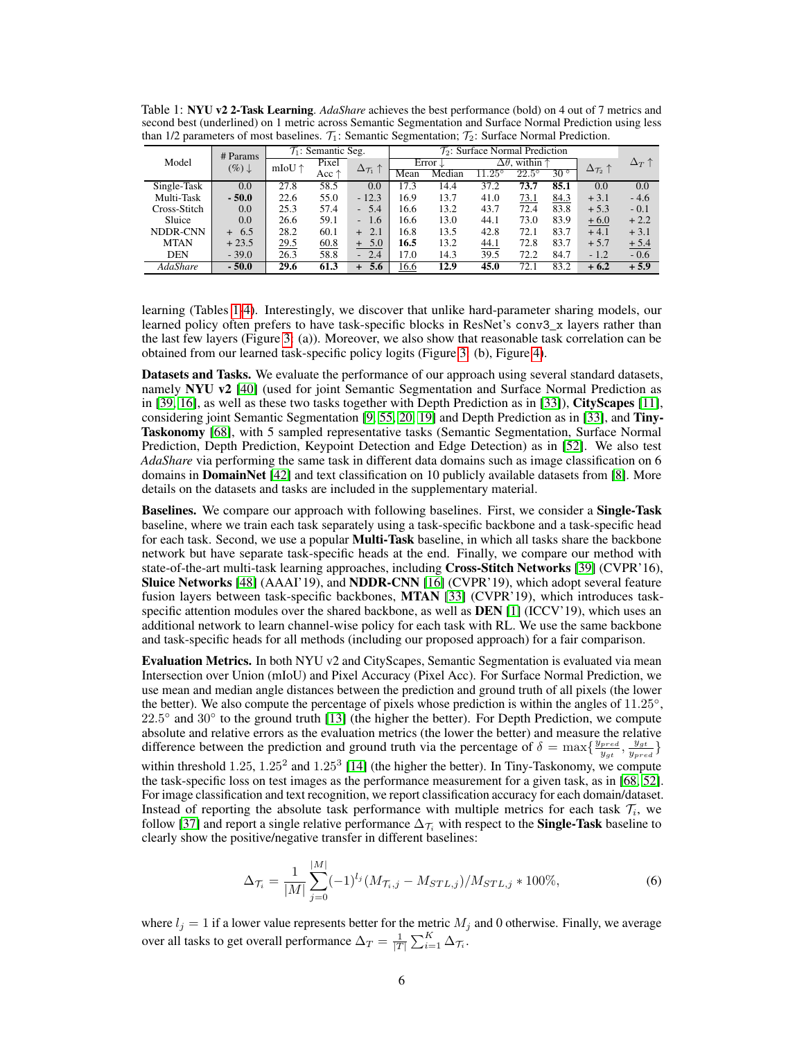Table 1: **NYU v2 2-Task Learning**. *AdaShare* achieves the best performance (bold) on 4 out of 7 metrics and second best (underlined) on 1 metric across Semantic Segmentation and Surface Normal Prediction using less than 1/2 parameters of most baselines. $\mathcal{T}_1$: Semantic Segmentation; $\mathcal{T}_2$: Surface Normal Prediction.

| Model | # Params (%) ↓ | $\mathcal{T}_1$: Semantic Seg. | | | $\mathcal{T}_2$: Surface Normal Prediction | | | | | | $\Delta_T$ ↑ |
|---|---|---|---|---|---|---|---|---|---|---|---|
| | | mIoU ↑ | Pixel Acc ↑ | $\Delta_{\mathcal{T}_1}$ ↑ | Error ↓ | | $\Delta\theta$, within ↑ | | | $\Delta_{\mathcal{T}_2}$ ↑ | |
| | | | | | Mean | Median | 11.25° | 22.5° | 30° | | |
| Single-Task | 0.0 | 27.8 | 58.5 | 0.0 | 17.3 | 14.4 | 37.2 | **73.7** | **85.1** | 0.0 | 0.0 |
| Multi-Task | **- 50.0** | 22.6 | 55.0 | - 12.3 | 16.9 | 13.7 | 41.0 | <u>73.1</u> | <u>84.3</u> | + 3.1 | - 4.6 |
| Cross-Stitch | 0.0 | 25.3 | 57.4 | - 5.4 | 16.6 | 13.2 | 43.7 | 72.4 | 83.8 | + 5.3 | - 0.1 |
| Sluice | 0.0 | 26.6 | 59.1 | - 1.6 | 16.6 | 13.0 | 44.1 | 73.0 | 83.9 | <u>+ 6.0</u> | + 2.2 |
| NDDR-CNN | + 6.5 | 28.2 | 60.1 | + 2.1 | 16.8 | 13.5 | 42.8 | 72.1 | 83.7 | + 4.1 | + 3.1 |
| MTAN | + 23.5 | <u>29.5</u> | <u>60.8</u> | <u>+ 5.0</u> | **16.5** | 13.2 | <u>44.1</u> | 72.8 | 83.7 | + 5.7 | <u>+ 5.4</u> |
| DEN | - 39.0 | 26.3 | 58.8 | - 2.4 | 17.0 | 14.3 | 39.5 | 72.2 | 84.7 | - 1.2 | - 0.6 |
| *AdaShare* | **- 50.0** | **29.6** | **61.3** | **+ 5.6** | <u>16.6</u> | **12.9** | **45.0** | 72.1 | 83.2 | **+ 6.2** | **+ 5.9** |

learning (Tables 1-4). Interestingly, we discover that unlike hard-parameter sharing models, our learned policy often prefers to have task-specific blocks in ResNet's conv3_x layers rather than the last few layers (Figure 3: (a)). Moreover, we also show that reasonable task correlation can be obtained from our learned task-specific policy logits (Figure 3: (b), Figure 4).

**Datasets and Tasks.** We evaluate the performance of our approach using several standard datasets, namely **NYU v2** [40] (used for joint Semantic Segmentation and Surface Normal Prediction as in [39, 16], as well as these two tasks together with Depth Prediction as in [33]), **CityScapes** [11], considering joint Semantic Segmentation [9, 55, 20, 19] and Depth Prediction as in [33], and **Tiny-Taskonomy** [68], with 5 sampled representative tasks (Semantic Segmentation, Surface Normal Prediction, Depth Prediction, Keypoint Detection and Edge Detection) as in [52]. We also test *AdaShare* via performing the same task in different data domains such as image classification on 6 domains in **DomainNet** [42] and text classification on 10 publicly available datasets from [8]. More details on the datasets and tasks are included in the supplementary material.

**Baselines.** We compare our approach with following baselines. First, we consider a **Single-Task** baseline, where we train each task separately using a task-specific backbone and a task-specific head for each task. Second, we use a popular **Multi-Task** baseline, in which all tasks share the backbone network but have separate task-specific heads at the end. Finally, we compare our method with state-of-the-art multi-task learning approaches, including **Cross-Stitch Networks** [39] (CVPR'16), **Sluice Networks** [48] (AAAI'19), and **NDDR-CNN** [16] (CVPR'19), which adopt several feature fusion layers between task-specific backbones, **MTAN** [33] (CVPR'19), which introduces task-specific attention modules over the shared backbone, as well as **DEN** [1] (ICCV'19), which uses an additional network to learn channel-wise policy for each task with RL. We use the same backbone and task-specific heads for all methods (including our proposed approach) for a fair comparison.

**Evaluation Metrics.** In both NYU v2 and CityScapes, Semantic Segmentation is evaluated via mean Intersection over Union (mIoU) and Pixel Accuracy (Pixel Acc). For Surface Normal Prediction, we use mean and median angle distances between the prediction and ground truth of all pixels (the lower the better). We also compute the percentage of pixels whose prediction is within the angles of $11.25°$, $22.5°$ and $30°$ to the ground truth [13] (the higher the better). For Depth Prediction, we compute absolute and relative errors as the evaluation metrics (the lower the better) and measure the relative difference between the prediction and ground truth via the percentage of $\delta = \max\{\frac{y_{pred}}{y_{gt}}, \frac{y_{gt}}{y_{pred}}\}$ within threshold $1.25$, $1.25^2$ and $1.25^3$ [14] (the higher the better). In Tiny-Taskonomy, we compute the task-specific loss on test images as the performance measurement for a given task, as in [68, 52]. For image classification and text recognition, we report classification accuracy for each domain/dataset. Instead of reporting the absolute task performance with multiple metrics for each task $\mathcal{T}_i$, we follow [37] and report a single relative performance $\Delta_{\mathcal{T}_i}$ with respect to the **Single-Task** baseline to clearly show the positive/negative transfer in different baselines:

$$\Delta_{\mathcal{T}_i} = \frac{1}{|M|} \sum_{j=0}^{|M|} (-1)^{l_j} (M_{\mathcal{T}_i,j} - M_{STL,j}) / M_{STL,j} * 100\%, \tag{6}$$

where $l_j = 1$ if a lower value represents better for the metric $M_j$ and 0 otherwise. Finally, we average over all tasks to get overall performance $\Delta_T = \frac{1}{|T|} \sum_{i=1}^{K} \Delta_{\mathcal{T}_i}$.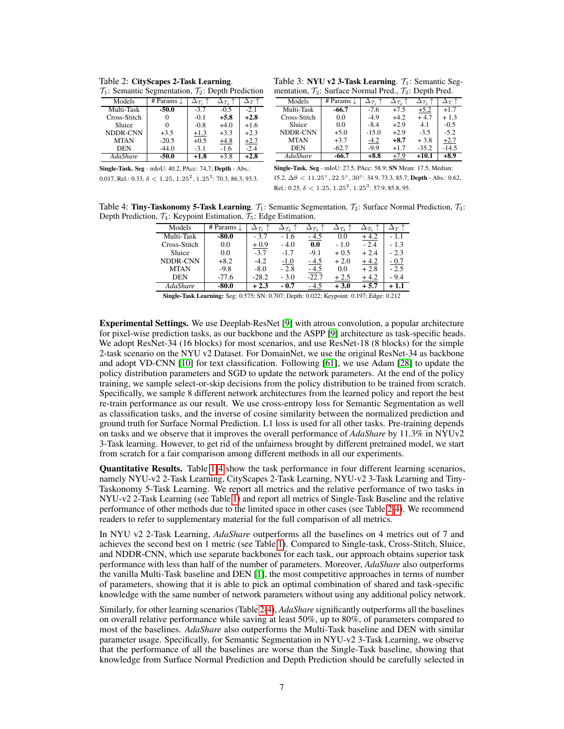Table 2: **CityScapes 2-Task Learning**. $\mathcal{T}_1$: Semantic Segmentation, $\mathcal{T}_2$: Depth Prediction

| Models | # Params ↓ | $\Delta_{\mathcal{T}_1}$ ↑ | $\Delta_{\mathcal{T}_2}$ ↑ | $\Delta_{T}$ ↑ |
|---|---|---|---|---|
| Multi-Task | **-50.0** | -3.7 | -0.5 | -2.1 |
| Cross-Stitch | 0 | -0.1 | **+5.8** | **+2.8** |
| Sluice | 0 | -0.8 | +4.0 | +1.6 |
| NDDR-CNN | +3.5 | +1.3 | +3.3 | +2.3 |
| MTAN | -20.5 | +0.5 | +4.8 | +2.7 |
| DEN | -44.0 | -3.1 | -1.6 | -2.4 |
| *AdaShare* | **-50.0** | **+1.8** | +3.8 | **+2.8** |

**Single-Task. Seg** - mIoU: 40.2, PAcc: 74,7; **Depth** - Abs.: 0.017, Rel.: 0.33, $\delta < 1.25, 1.25^2, 1.25^3$: 70.3, 86.3, 93.3.

Table 3: **NYU v2 3-Task Learning**. $\mathcal{T}_1$: Semantic Segmentation, $\mathcal{T}_2$: Surface Normal Pred., $\mathcal{T}_3$: Depth Pred.

| Models | # Params ↓ | $\Delta_{\mathcal{T}_1}$ ↑ | $\Delta_{\mathcal{T}_2}$ ↑ | $\Delta_{\mathcal{T}_3}$ ↑ | $\Delta_{T}$ ↑ |
|---|---|---|---|---|---|
| Multi-Task | **-66.7** | -7.6 | +7.5 | +5.2 | +1.7 |
| Cross-Stitch | 0.0 | -4.9 | +4.2 | + 4.7 | + 1.3 |
| Sluice | 0.0 | -8.4 | +2.9 | 4.1 | -0.5 |
| NDDR-CNN | +5.0 | -15.0 | +2.9 | -3.5 | -5.2 |
| MTAN | +3.7 | -4.2 | **+8.7** | + 3.8 | +2.7 |
| DEN | -62.7 | -9.9 | +1.7 | -35.2 | -14.5 |
| *AdaShare* | **-66.7** | **+8.8** | +7.9 | **+10.1** | **+8.9** |

**Single-Task. Seg** - mIoU: 27.5, PAcc: 58.9; **SN** Mean: 17.5, Median: 15.2, $\Delta\theta < 11.25°, 22.5°, 30°$: 34.9, 73.3, 85.7; **Depth** - Abs.: 0.62, Rel.: 0.25, $\delta < 1.25, 1.25^2, 1.25^3$: 57.9, 85.8, 95.

Table 4: **Tiny-Taskonomy 5-Task Learning**. $\mathcal{T}_1$: Semantic Segmentation, $\mathcal{T}_2$: Surface Normal Prediction, $\mathcal{T}_3$: Depth Prediction, $\mathcal{T}_4$: Keypoint Estimation, $\mathcal{T}_5$: Edge Estimation.

| Models | # Params ↓ | $\Delta_{\mathcal{T}_1}$ ↑ | $\Delta_{\mathcal{T}_2}$ ↑ | $\Delta_{\mathcal{T}_3}$ ↑ | $\Delta_{\mathcal{T}_4}$ ↑ | $\Delta_{\mathcal{T}_5}$ ↑ | $\Delta_{T}$ ↑ |
|---|---|---|---|---|---|---|---|
| Multi-Task | **-80.0** | - 3.7 | - 1.6 | - 4.5 | 0.0 | + 4.2 | - 1.1 |
| Cross-Stitch | 0.0 | + 0.9 | - 4.0 | **0.0** | - 1.0 | - 2.4 | - 1.3 |
| Sluice | 0.0 | -3.7 | -1.7 | -9.1 | + 0.5 | + 2.4 | - 2.3 |
| NDDR-CNN | +8.2 | -4.2 | -1.0 | - 4.5 | + 2.0 | + 4.2 | - 0.7 |
| MTAN | -9.8 | -8.0 | - 2.8 | - 4.5 | 0.0 | + 2.8 | - 2.5 |
| DEN | -77.6 | -28.2 | - 3.0 | -22.7 | + 2.5 | + 4.2 | - 9.4 |
| *AdaShare* | **-80.0** | **+ 2.3** | **- 0.7** | - 4.5 | **+ 3.0** | **+ 5.7** | **+ 1.1** |

**Single-Task Learning:** Seg: 0.575; SN: 0.707; Depth: 0.022; Keypoint: 0.197; Edge: 0.212

**Experimental Settings.** We use Deeplab-ResNet [9] with atrous convolution, a popular architecture for pixel-wise prediction tasks, as our backbone and the ASPP [9] architecture as task-specific heads. We adopt ResNet-34 (16 blocks) for most scenarios, and use ResNet-18 (8 blocks) for the simple 2-task scenario on the NYU v2 Dataset. For DomainNet, we use the original ResNet-34 as backbone and adopt VD-CNN [10] for text classification. Following [61], we use Adam [28] to update the policy distribution parameters and SGD to update the network parameters. At the end of the policy training, we sample select-or-skip decisions from the policy distribution to be trained from scratch. Specifically, we sample 8 different network architectures from the learned policy and report the best re-train performance as our result. We use cross-entropy loss for Semantic Segmentation as well as classification tasks, and the inverse of cosine similarity between the normalized prediction and ground truth for Surface Normal Prediction. L1 loss is used for all other tasks. Pre-training depends on tasks and we observe that it improves the overall performance of *AdaShare* by 11.3% in NYUv2 3-Task learning. However, to get rid of the unfairness brought by different pretrained model, we start from scratch for a fair comparison among different methods in all our experiments.

**Quantitative Results.** Table 1-4 show the task performance in four different learning scenarios, namely NYU-v2 2-Task Learning, CityScapes 2-Task Learning, NYU-v2 3-Task Learning and Tiny-Taskonomy 5-Task Learning. We report all metrics and the relative performance of two tasks in NYU-v2 2-Task Learning (see Table 1) and report all metrics of Single-Task Baseline and the relative performance of other methods due to the limited space in other cases (see Table 2-4). We recommend readers to refer to supplementary material for the full comparison of all metrics.

In NYU v2 2-Task Learning, *AdaShare* outperforms all the baselines on 4 metrics out of 7 and achieves the second best on 1 metric (see Table 1). Compared to Single-task, Cross-Stitch, Sluice, and NDDR-CNN, which use separate backbones for each task, our approach obtains superior task performance with less than half of the number of parameters. Moreover, *AdaShare* also outperforms the vanilla Multi-Task baseline and DEN [1], the most competitive approaches in terms of number of parameters, showing that it is able to pick an optimal combination of shared and task-specific knowledge with the same number of network parameters without using any additional policy network.

Similarly, for other learning scenarios (Table 2-4), *AdaShare* significantly outperforms all the baselines on overall relative performance while saving at least 50%, up to 80%, of parameters compared to most of the baselines. *AdaShare* also outperforms the Multi-Task baseline and DEN with similar parameter usage. Specifically, for Semantic Segmentation in NYU-v2 3-Task Learning, we observe that the performance of all the baselines are worse than the Single-Task baseline, showing that knowledge from Surface Normal Prediction and Depth Prediction should be carefully selected in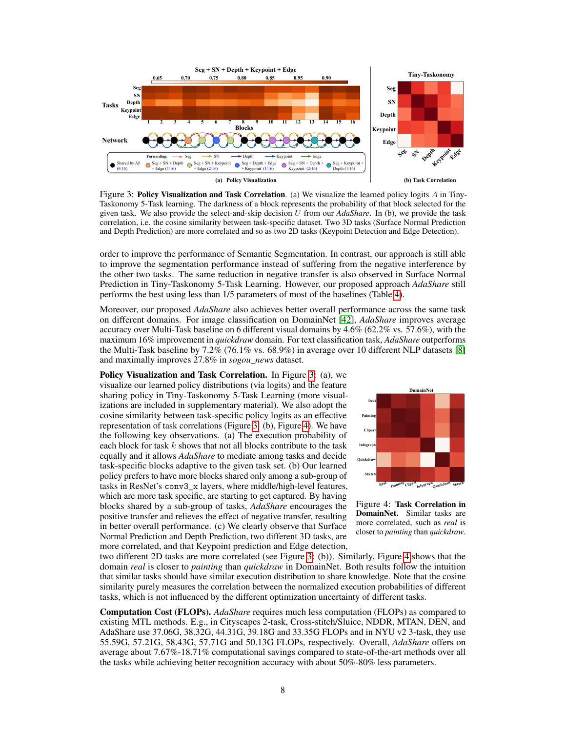Figure 3: **Policy Visualization and Task Correlation.** (a) We visualize the learned policy logits $A$ in Tiny-Taskonomy 5-Task learning. The darkness of a block represents the probability of that block selected for the given task. We also provide the select-and-skip decision $U$ from our *AdaShare*. In (b), we provide the task correlation, i.e. the cosine similarity between task-specific dataset. Two 3D tasks (Surface Normal Prediction and Depth Prediction) are more correlated and so as two 2D tasks (Keypoint Detection and Edge Detection).

order to improve the performance of Semantic Segmentation. In contrast, our approach is still able to improve the segmentation performance instead of suffering from the negative interference by the other two tasks. The same reduction in negative transfer is also observed in Surface Normal Prediction in Tiny-Taskonomy 5-Task Learning. However, our proposed approach *AdaShare* still performs the best using less than 1/5 parameters of most of the baselines (Table 4).

Moreover, our proposed *AdaShare* also achieves better overall performance across the same task on different domains. For image classification on DomainNet [42], *AdaShare* improves average accuracy over Multi-Task baseline on 6 different visual domains by 4.6% (62.2% vs. 57.6%), with the maximum 16% improvement in *quickdraw* domain. For text classification task, *AdaShare* outperforms the Multi-Task baseline by 7.2% (76.1% vs. 68.9%) in average over 10 different NLP datasets [8] and maximally improves 27.8% in *sogou_news* dataset.

**Policy Visualization and Task Correlation.** In Figure 3: (a), we visualize our learned policy distributions (via logits) and the feature sharing policy in Tiny-Taskonomy 5-Task Learning (more visualizations are included in supplementary material). We also adopt the cosine similarity between task-specific policy logits as an effective representation of task correlations (Figure 3: (b), Figure 4). We have the following key observations. (a) The execution probability of each block for task $k$ shows that not all blocks contribute to the task equally and it allows *AdaShare* to mediate among tasks and decide task-specific blocks adaptive to the given task set. (b) Our learned policy prefers to have more blocks shared only among a sub-group of tasks in ResNet's `conv3_x` layers, where middle/high-level features, which are more task specific, are starting to get captured. By having blocks shared by a sub-group of tasks, *AdaShare* encourages the positive transfer and relieves the effect of negative transfer, resulting in better overall performance. (c) We clearly observe that Surface Normal Prediction and Depth Prediction, two different 3D tasks, are more correlated, and that Keypoint prediction and Edge detection, two different 2D tasks are more correlated (see Figure 3: (b)). Similarly, Figure 4 shows that the domain *real* is closer to *painting* than *quickdraw* in DomainNet. Both results follow the intuition that similar tasks should have similar execution distribution to share knowledge. Note that the cosine similarity purely measures the correlation between the normalized execution probabilities of different tasks, which is not influenced by the different optimization uncertainty of different tasks.

Figure 4: **Task Correlation in DomainNet.** Similar tasks are more correlated, such as *real* is closer to *painting* than *quickdraw*.

**Computation Cost (FLOPs).** *AdaShare* requires much less computation (FLOPs) as compared to existing MTL methods. E.g., in Cityscapes 2-task, Cross-stitch/Sluice, NDDR, MTAN, DEN, and AdaShare use 37.06G, 38.32G, 44.31G, 39.18G and 33.35G FLOPs and in NYU v2 3-task, they use 55.59G, 57.21G, 58.43G, 57.71G and 50.13G FLOPs, respectively. Overall, *AdaShare* offers on average about 7.67%-18.71% computational savings compared to state-of-the-art methods over all the tasks while achieving better recognition accuracy with about 50%-80% less parameters.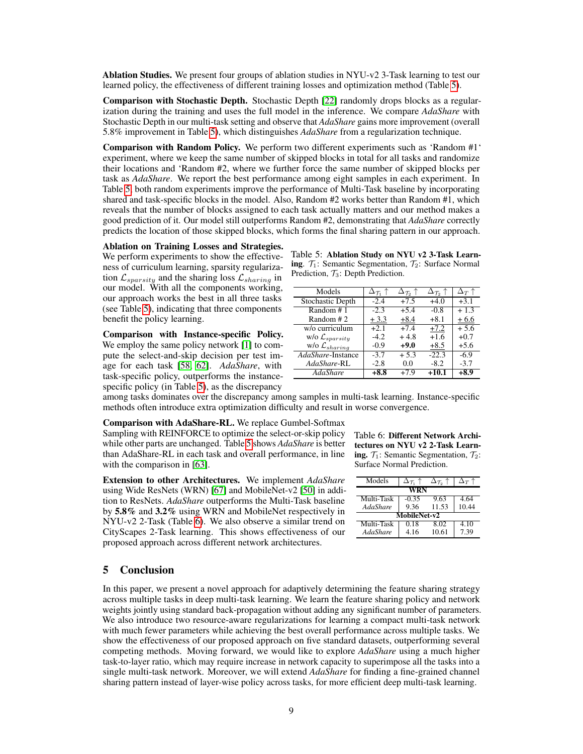**Ablation Studies.** We present four groups of ablation studies in NYU-v2 3-Task learning to test our learned policy, the effectiveness of different training losses and optimization method (Table 5).

**Comparison with Stochastic Depth.** Stochastic Depth [22] randomly drops blocks as a regularization during the training and uses the full model in the inference. We compare *AdaShare* with Stochastic Depth in our multi-task setting and observe that *AdaShare* gains more improvement (overall 5.8% improvement in Table 5), which distinguishes *AdaShare* from a regularization technique.

**Comparison with Random Policy.** We perform two different experiments such as 'Random #1' experiment, where we keep the same number of skipped blocks in total for all tasks and randomize their locations and 'Random #2, where we further force the same number of skipped blocks per task as *AdaShare*. We report the best performance among eight samples in each experiment. In Table 5, both random experiments improve the performance of Multi-Task baseline by incorporating shared and task-specific blocks in the model. Also, Random #2 works better than Random #1, which reveals that the number of blocks assigned to each task actually matters and our method makes a good prediction of it. Our model still outperforms Random #2, demonstrating that *AdaShare* correctly predicts the location of those skipped blocks, which forms the final sharing pattern in our approach.

**Ablation on Training Losses and Strategies.** We perform experiments to show the effectiveness of curriculum learning, sparsity regularization $\mathcal{L}_{sparsity}$ and the sharing loss $\mathcal{L}_{sharing}$ in our model. With all the components working, our approach works the best in all three tasks (see Table 5), indicating that three components benefit the policy learning.

Table 5: **Ablation Study on NYU v2 3-Task Learning**. $\mathcal{T}_1$: Semantic Segmentation, $\mathcal{T}_2$: Surface Normal Prediction, $\mathcal{T}_3$: Depth Prediction.

| Models | $\Delta_{\mathcal{T}_1} \uparrow$ | $\Delta_{\mathcal{T}_2} \uparrow$ | $\Delta_{\mathcal{T}_3} \uparrow$ | $\Delta_T \uparrow$ |
|---|---|---|---|---|
| Stochastic Depth | -2.4 | +7.5 | +4.0 | +3.1 |
| Random # 1 | -2.3 | +5.4 | -0.8 | + 1.3 |
| Random # 2 | <u>+ 3.3</u> | <u>+8.4</u> | +8.1 | <u>+ 6.6</u> |
| w/o curriculum | +2.1 | +7.4 | <u>+7.2</u> | + 5.6 |
| w/o $\mathcal{L}_{sparsity}$ | -4.2 | + 4.8 | +1.6 | +0.7 |
| w/o $\mathcal{L}_{sharing}$ | -0.9 | **+9.0** | <u>+8.5</u> | +5.6 |
| *AdaShare*-Instance | -3.7 | + 5.3 | -22.3 | -6.9 |
| *AdaShare*-RL | -2.8 | 0.0 | -8.2 | -3.7 |
| *AdaShare* | **+8.8** | +7.9 | **+10.1** | **+8.9** |

**Comparison with Instance-specific Policy.** We employ the same policy network [1] to compute the select-and-skip decision per test image for each task [58, 62]. *AdaShare*, with task-specific policy, outperforms the instance-specific policy (in Table 5), as the discrepancy among tasks dominates over the discrepancy among samples in multi-task learning. Instance-specific methods often introduce extra optimization difficulty and result in worse convergence.

**Comparison with AdaShare-RL.** We replace Gumbel-Softmax Sampling with REINFORCE to optimize the select-or-skip policy while other parts are unchanged. Table 5 shows *AdaShare* is better than AdaShare-RL in each task and overall performance, in line with the comparison in [63].

**Extension to other Architectures.** We implement *AdaShare* using Wide ResNets (WRN) [67] and MobileNet-v2 [50] in addition to ResNets. *AdaShare* outperforms the Multi-Task baseline by **5.8%** and **3.2%** using WRN and MobileNet respectively in NYU-v2 2-Task (Table 6). We also observe a similar trend on CityScapes 2-Task learning. This shows effectiveness of our proposed approach across different network architectures.

Table 6: **Different Network Architectures on NYU v2 2-Task Learning.** $\mathcal{T}_1$: Semantic Segmentation, $\mathcal{T}_2$: Surface Normal Prediction.

| Models | $\Delta_{\mathcal{T}_1} \uparrow$ | $\Delta_{\mathcal{T}_2} \uparrow$ | $\Delta_T \uparrow$ |
|---|---|---|---|
| **WRN** | | | |
| Multi-Task | -0.35 | 9.63 | 4.64 |
| *AdaShare* | 9.36 | 11.53 | 10.44 |
| **MobileNet-v2** | | | |
| Multi-Task | 0.18 | 8.02 | 4.10 |
| *AdaShare* | 4.16 | 10.61 | 7.39 |

## 5 Conclusion

In this paper, we present a novel approach for adaptively determining the feature sharing strategy across multiple tasks in deep multi-task learning. We learn the feature sharing policy and network weights jointly using standard back-propagation without adding any significant number of parameters. We also introduce two resource-aware regularizations for learning a compact multi-task network with much fewer parameters while achieving the best overall performance across multiple tasks. We show the effectiveness of our proposed approach on five standard datasets, outperforming several competing methods. Moving forward, we would like to explore *AdaShare* using a much higher task-to-layer ratio, which may require increase in network capacity to superimpose all the tasks into a single multi-task network. Moreover, we will extend *AdaShare* for finding a fine-grained channel sharing pattern instead of layer-wise policy across tasks, for more efficient deep multi-task learning.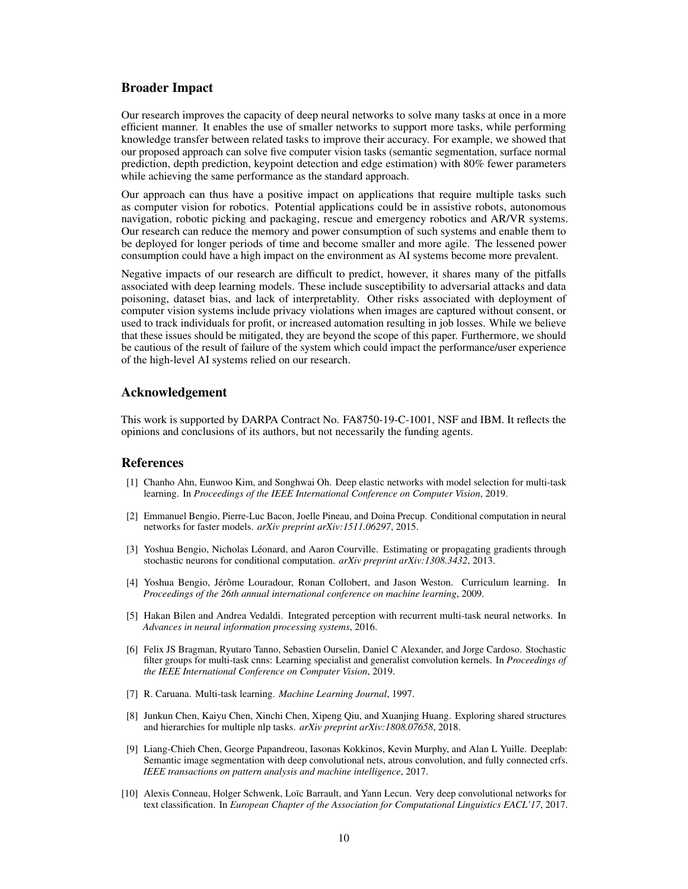## Broader Impact

Our research improves the capacity of deep neural networks to solve many tasks at once in a more efficient manner. It enables the use of smaller networks to support more tasks, while performing knowledge transfer between related tasks to improve their accuracy. For example, we showed that our proposed approach can solve five computer vision tasks (semantic segmentation, surface normal prediction, depth prediction, keypoint detection and edge estimation) with 80% fewer parameters while achieving the same performance as the standard approach.

Our approach can thus have a positive impact on applications that require multiple tasks such as computer vision for robotics. Potential applications could be in assistive robots, autonomous navigation, robotic picking and packaging, rescue and emergency robotics and AR/VR systems. Our research can reduce the memory and power consumption of such systems and enable them to be deployed for longer periods of time and become smaller and more agile. The lessened power consumption could have a high impact on the environment as AI systems become more prevalent.

Negative impacts of our research are difficult to predict, however, it shares many of the pitfalls associated with deep learning models. These include susceptibility to adversarial attacks and data poisoning, dataset bias, and lack of interpretablity. Other risks associated with deployment of computer vision systems include privacy violations when images are captured without consent, or used to track individuals for profit, or increased automation resulting in job losses. While we believe that these issues should be mitigated, they are beyond the scope of this paper. Furthermore, we should be cautious of the result of failure of the system which could impact the performance/user experience of the high-level AI systems relied on our research.

## Acknowledgement

This work is supported by DARPA Contract No. FA8750-19-C-1001, NSF and IBM. It reflects the opinions and conclusions of its authors, but not necessarily the funding agents.

## References

[1] Chanho Ahn, Eunwoo Kim, and Songhwai Oh. Deep elastic networks with model selection for multi-task learning. In *Proceedings of the IEEE International Conference on Computer Vision*, 2019.

[2] Emmanuel Bengio, Pierre-Luc Bacon, Joelle Pineau, and Doina Precup. Conditional computation in neural networks for faster models. *arXiv preprint arXiv:1511.06297*, 2015.

[3] Yoshua Bengio, Nicholas Léonard, and Aaron Courville. Estimating or propagating gradients through stochastic neurons for conditional computation. *arXiv preprint arXiv:1308.3432*, 2013.

[4] Yoshua Bengio, Jérôme Louradour, Ronan Collobert, and Jason Weston. Curriculum learning. In *Proceedings of the 26th annual international conference on machine learning*, 2009.

[5] Hakan Bilen and Andrea Vedaldi. Integrated perception with recurrent multi-task neural networks. In *Advances in neural information processing systems*, 2016.

[6] Felix JS Bragman, Ryutaro Tanno, Sebastien Ourselin, Daniel C Alexander, and Jorge Cardoso. Stochastic filter groups for multi-task cnns: Learning specialist and generalist convolution kernels. In *Proceedings of the IEEE International Conference on Computer Vision*, 2019.

[7] R. Caruana. Multi-task learning. *Machine Learning Journal*, 1997.

[8] Junkun Chen, Kaiyu Chen, Xinchi Chen, Xipeng Qiu, and Xuanjing Huang. Exploring shared structures and hierarchies for multiple nlp tasks. *arXiv preprint arXiv:1808.07658*, 2018.

[9] Liang-Chieh Chen, George Papandreou, Iasonas Kokkinos, Kevin Murphy, and Alan L Yuille. Deeplab: Semantic image segmentation with deep convolutional nets, atrous convolution, and fully connected crfs. *IEEE transactions on pattern analysis and machine intelligence*, 2017.

[10] Alexis Conneau, Holger Schwenk, Loïc Barrault, and Yann Lecun. Very deep convolutional networks for text classification. In *European Chapter of the Association for Computational Linguistics EACL'17*, 2017.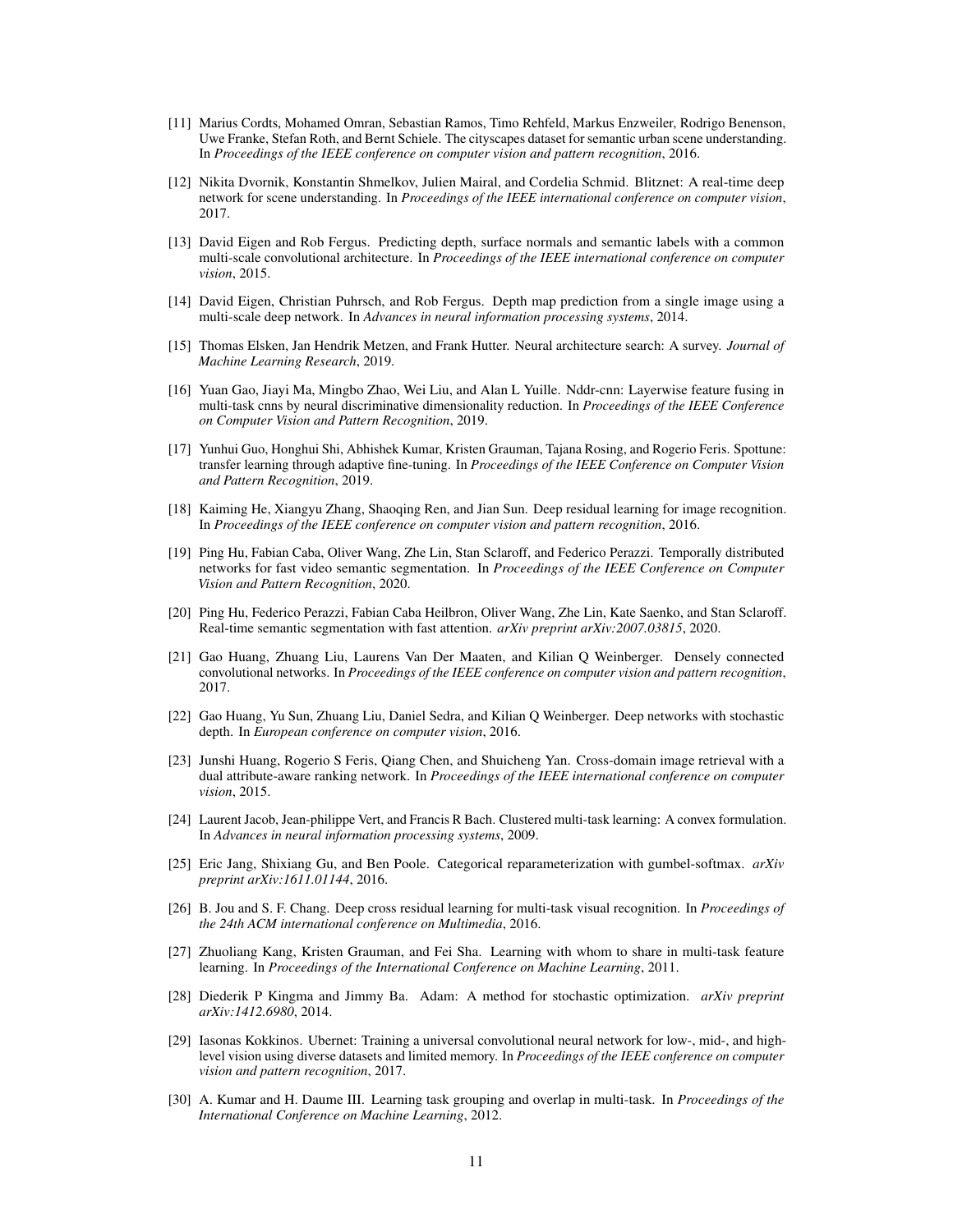[11] Marius Cordts, Mohamed Omran, Sebastian Ramos, Timo Rehfeld, Markus Enzweiler, Rodrigo Benenson, Uwe Franke, Stefan Roth, and Bernt Schiele. The cityscapes dataset for semantic urban scene understanding. In *Proceedings of the IEEE conference on computer vision and pattern recognition*, 2016.

[12] Nikita Dvornik, Konstantin Shmelkov, Julien Mairal, and Cordelia Schmid. Blitznet: A real-time deep network for scene understanding. In *Proceedings of the IEEE international conference on computer vision*, 2017.

[13] David Eigen and Rob Fergus. Predicting depth, surface normals and semantic labels with a common multi-scale convolutional architecture. In *Proceedings of the IEEE international conference on computer vision*, 2015.

[14] David Eigen, Christian Puhrsch, and Rob Fergus. Depth map prediction from a single image using a multi-scale deep network. In *Advances in neural information processing systems*, 2014.

[15] Thomas Elsken, Jan Hendrik Metzen, and Frank Hutter. Neural architecture search: A survey. *Journal of Machine Learning Research*, 2019.

[16] Yuan Gao, Jiayi Ma, Mingbo Zhao, Wei Liu, and Alan L Yuille. Nddr-cnn: Layerwise feature fusing in multi-task cnns by neural discriminative dimensionality reduction. In *Proceedings of the IEEE Conference on Computer Vision and Pattern Recognition*, 2019.

[17] Yunhui Guo, Honghui Shi, Abhishek Kumar, Kristen Grauman, Tajana Rosing, and Rogerio Feris. Spottune: transfer learning through adaptive fine-tuning. In *Proceedings of the IEEE Conference on Computer Vision and Pattern Recognition*, 2019.

[18] Kaiming He, Xiangyu Zhang, Shaoqing Ren, and Jian Sun. Deep residual learning for image recognition. In *Proceedings of the IEEE conference on computer vision and pattern recognition*, 2016.

[19] Ping Hu, Fabian Caba, Oliver Wang, Zhe Lin, Stan Sclaroff, and Federico Perazzi. Temporally distributed networks for fast video semantic segmentation. In *Proceedings of the IEEE Conference on Computer Vision and Pattern Recognition*, 2020.

[20] Ping Hu, Federico Perazzi, Fabian Caba Heilbron, Oliver Wang, Zhe Lin, Kate Saenko, and Stan Sclaroff. Real-time semantic segmentation with fast attention. *arXiv preprint arXiv:2007.03815*, 2020.

[21] Gao Huang, Zhuang Liu, Laurens Van Der Maaten, and Kilian Q Weinberger. Densely connected convolutional networks. In *Proceedings of the IEEE conference on computer vision and pattern recognition*, 2017.

[22] Gao Huang, Yu Sun, Zhuang Liu, Daniel Sedra, and Kilian Q Weinberger. Deep networks with stochastic depth. In *European conference on computer vision*, 2016.

[23] Junshi Huang, Rogerio S Feris, Qiang Chen, and Shuicheng Yan. Cross-domain image retrieval with a dual attribute-aware ranking network. In *Proceedings of the IEEE international conference on computer vision*, 2015.

[24] Laurent Jacob, Jean-philippe Vert, and Francis R Bach. Clustered multi-task learning: A convex formulation. In *Advances in neural information processing systems*, 2009.

[25] Eric Jang, Shixiang Gu, and Ben Poole. Categorical reparameterization with gumbel-softmax. *arXiv preprint arXiv:1611.01144*, 2016.

[26] B. Jou and S. F. Chang. Deep cross residual learning for multi-task visual recognition. In *Proceedings of the 24th ACM international conference on Multimedia*, 2016.

[27] Zhuoliang Kang, Kristen Grauman, and Fei Sha. Learning with whom to share in multi-task feature learning. In *Proceedings of the International Conference on Machine Learning*, 2011.

[28] Diederik P Kingma and Jimmy Ba. Adam: A method for stochastic optimization. *arXiv preprint arXiv:1412.6980*, 2014.

[29] Iasonas Kokkinos. Ubernet: Training a universal convolutional neural network for low-, mid-, and high-level vision using diverse datasets and limited memory. In *Proceedings of the IEEE conference on computer vision and pattern recognition*, 2017.

[30] A. Kumar and H. Daume III. Learning task grouping and overlap in multi-task. In *Proceedings of the International Conference on Machine Learning*, 2012.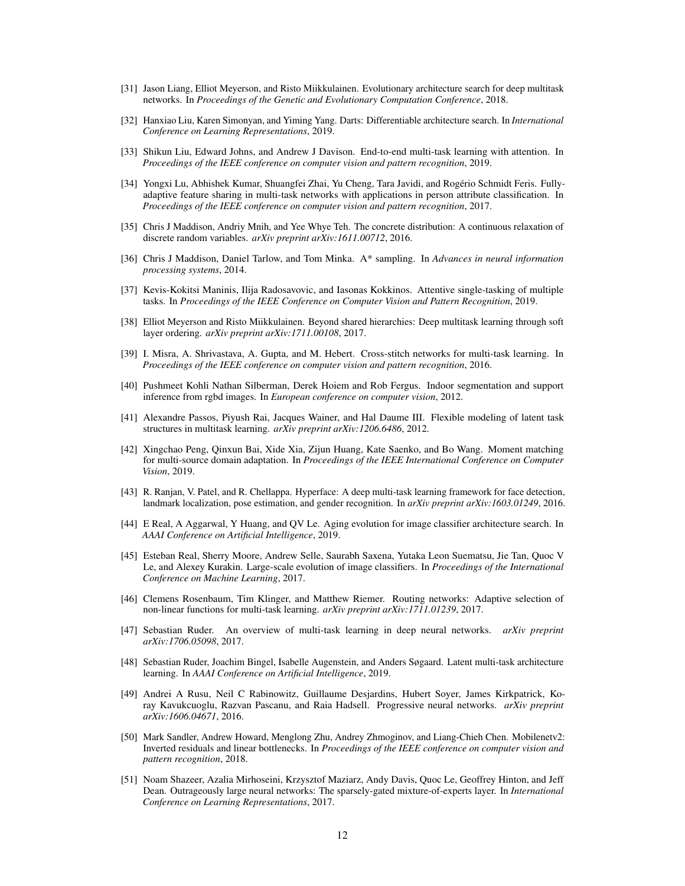[31] Jason Liang, Elliot Meyerson, and Risto Miikkulainen. Evolutionary architecture search for deep multitask networks. In *Proceedings of the Genetic and Evolutionary Computation Conference*, 2018.

[32] Hanxiao Liu, Karen Simonyan, and Yiming Yang. Darts: Differentiable architecture search. In *International Conference on Learning Representations*, 2019.

[33] Shikun Liu, Edward Johns, and Andrew J Davison. End-to-end multi-task learning with attention. In *Proceedings of the IEEE conference on computer vision and pattern recognition*, 2019.

[34] Yongxi Lu, Abhishek Kumar, Shuangfei Zhai, Yu Cheng, Tara Javidi, and Rogério Schmidt Feris. Fully-adaptive feature sharing in multi-task networks with applications in person attribute classification. In *Proceedings of the IEEE conference on computer vision and pattern recognition*, 2017.

[35] Chris J Maddison, Andriy Mnih, and Yee Whye Teh. The concrete distribution: A continuous relaxation of discrete random variables. *arXiv preprint arXiv:1611.00712*, 2016.

[36] Chris J Maddison, Daniel Tarlow, and Tom Minka. A* sampling. In *Advances in neural information processing systems*, 2014.

[37] Kevis-Kokitsi Maninis, Ilija Radosavovic, and Iasonas Kokkinos. Attentive single-tasking of multiple tasks. In *Proceedings of the IEEE Conference on Computer Vision and Pattern Recognition*, 2019.

[38] Elliot Meyerson and Risto Miikkulainen. Beyond shared hierarchies: Deep multitask learning through soft layer ordering. *arXiv preprint arXiv:1711.00108*, 2017.

[39] I. Misra, A. Shrivastava, A. Gupta, and M. Hebert. Cross-stitch networks for multi-task learning. In *Proceedings of the IEEE conference on computer vision and pattern recognition*, 2016.

[40] Pushmeet Kohli Nathan Silberman, Derek Hoiem and Rob Fergus. Indoor segmentation and support inference from rgbd images. In *European conference on computer vision*, 2012.

[41] Alexandre Passos, Piyush Rai, Jacques Wainer, and Hal Daume III. Flexible modeling of latent task structures in multitask learning. *arXiv preprint arXiv:1206.6486*, 2012.

[42] Xingchao Peng, Qinxun Bai, Xide Xia, Zijun Huang, Kate Saenko, and Bo Wang. Moment matching for multi-source domain adaptation. In *Proceedings of the IEEE International Conference on Computer Vision*, 2019.

[43] R. Ranjan, V. Patel, and R. Chellappa. Hyperface: A deep multi-task learning framework for face detection, landmark localization, pose estimation, and gender recognition. In *arXiv preprint arXiv:1603.01249*, 2016.

[44] E Real, A Aggarwal, Y Huang, and QV Le. Aging evolution for image classifier architecture search. In *AAAI Conference on Artificial Intelligence*, 2019.

[45] Esteban Real, Sherry Moore, Andrew Selle, Saurabh Saxena, Yutaka Leon Suematsu, Jie Tan, Quoc V Le, and Alexey Kurakin. Large-scale evolution of image classifiers. In *Proceedings of the International Conference on Machine Learning*, 2017.

[46] Clemens Rosenbaum, Tim Klinger, and Matthew Riemer. Routing networks: Adaptive selection of non-linear functions for multi-task learning. *arXiv preprint arXiv:1711.01239*, 2017.

[47] Sebastian Ruder. An overview of multi-task learning in deep neural networks. *arXiv preprint arXiv:1706.05098*, 2017.

[48] Sebastian Ruder, Joachim Bingel, Isabelle Augenstein, and Anders Søgaard. Latent multi-task architecture learning. In *AAAI Conference on Artificial Intelligence*, 2019.

[49] Andrei A Rusu, Neil C Rabinowitz, Guillaume Desjardins, Hubert Soyer, James Kirkpatrick, Koray Kavukcuoglu, Razvan Pascanu, and Raia Hadsell. Progressive neural networks. *arXiv preprint arXiv:1606.04671*, 2016.

[50] Mark Sandler, Andrew Howard, Menglong Zhu, Andrey Zhmoginov, and Liang-Chieh Chen. Mobilenetv2: Inverted residuals and linear bottlenecks. In *Proceedings of the IEEE conference on computer vision and pattern recognition*, 2018.

[51] Noam Shazeer, Azalia Mirhoseini, Krzysztof Maziarz, Andy Davis, Quoc Le, Geoffrey Hinton, and Jeff Dean. Outrageously large neural networks: The sparsely-gated mixture-of-experts layer. In *International Conference on Learning Representations*, 2017.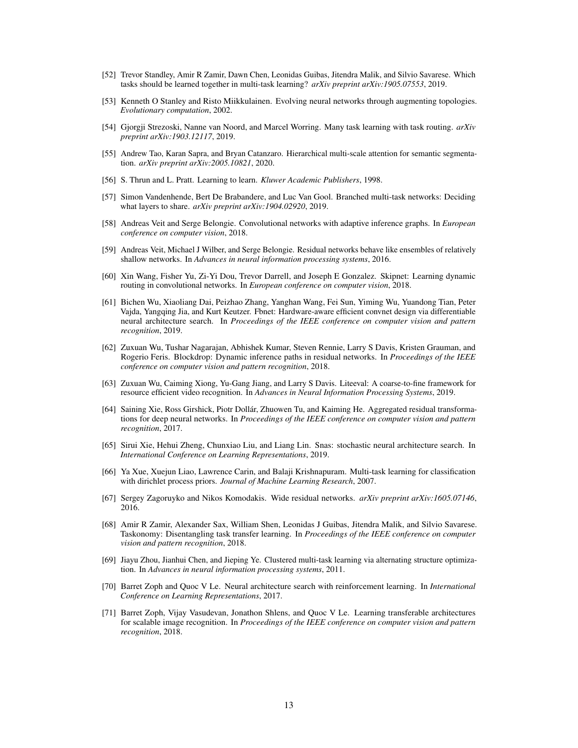[52] Trevor Standley, Amir R Zamir, Dawn Chen, Leonidas Guibas, Jitendra Malik, and Silvio Savarese. Which tasks should be learned together in multi-task learning? *arXiv preprint arXiv:1905.07553*, 2019.

[53] Kenneth O Stanley and Risto Miikkulainen. Evolving neural networks through augmenting topologies. *Evolutionary computation*, 2002.

[54] Gjorgji Strezoski, Nanne van Noord, and Marcel Worring. Many task learning with task routing. *arXiv preprint arXiv:1903.12117*, 2019.

[55] Andrew Tao, Karan Sapra, and Bryan Catanzaro. Hierarchical multi-scale attention for semantic segmentation. *arXiv preprint arXiv:2005.10821*, 2020.

[56] S. Thrun and L. Pratt. Learning to learn. *Kluwer Academic Publishers*, 1998.

[57] Simon Vandenhende, Bert De Brabandere, and Luc Van Gool. Branched multi-task networks: Deciding what layers to share. *arXiv preprint arXiv:1904.02920*, 2019.

[58] Andreas Veit and Serge Belongie. Convolutional networks with adaptive inference graphs. In *European conference on computer vision*, 2018.

[59] Andreas Veit, Michael J Wilber, and Serge Belongie. Residual networks behave like ensembles of relatively shallow networks. In *Advances in neural information processing systems*, 2016.

[60] Xin Wang, Fisher Yu, Zi-Yi Dou, Trevor Darrell, and Joseph E Gonzalez. Skipnet: Learning dynamic routing in convolutional networks. In *European conference on computer vision*, 2018.

[61] Bichen Wu, Xiaoliang Dai, Peizhao Zhang, Yanghan Wang, Fei Sun, Yiming Wu, Yuandong Tian, Peter Vajda, Yangqing Jia, and Kurt Keutzer. Fbnet: Hardware-aware efficient convnet design via differentiable neural architecture search. In *Proceedings of the IEEE conference on computer vision and pattern recognition*, 2019.

[62] Zuxuan Wu, Tushar Nagarajan, Abhishek Kumar, Steven Rennie, Larry S Davis, Kristen Grauman, and Rogerio Feris. Blockdrop: Dynamic inference paths in residual networks. In *Proceedings of the IEEE conference on computer vision and pattern recognition*, 2018.

[63] Zuxuan Wu, Caiming Xiong, Yu-Gang Jiang, and Larry S Davis. Liteeval: A coarse-to-fine framework for resource efficient video recognition. In *Advances in Neural Information Processing Systems*, 2019.

[64] Saining Xie, Ross Girshick, Piotr Dollár, Zhuowen Tu, and Kaiming He. Aggregated residual transformations for deep neural networks. In *Proceedings of the IEEE conference on computer vision and pattern recognition*, 2017.

[65] Sirui Xie, Hehui Zheng, Chunxiao Liu, and Liang Lin. Snas: stochastic neural architecture search. In *International Conference on Learning Representations*, 2019.

[66] Ya Xue, Xuejun Liao, Lawrence Carin, and Balaji Krishnapuram. Multi-task learning for classification with dirichlet process priors. *Journal of Machine Learning Research*, 2007.

[67] Sergey Zagoruyko and Nikos Komodakis. Wide residual networks. *arXiv preprint arXiv:1605.07146*, 2016.

[68] Amir R Zamir, Alexander Sax, William Shen, Leonidas J Guibas, Jitendra Malik, and Silvio Savarese. Taskonomy: Disentangling task transfer learning. In *Proceedings of the IEEE conference on computer vision and pattern recognition*, 2018.

[69] Jiayu Zhou, Jianhui Chen, and Jieping Ye. Clustered multi-task learning via alternating structure optimization. In *Advances in neural information processing systems*, 2011.

[70] Barret Zoph and Quoc V Le. Neural architecture search with reinforcement learning. In *International Conference on Learning Representations*, 2017.

[71] Barret Zoph, Vijay Vasudevan, Jonathon Shlens, and Quoc V Le. Learning transferable architectures for scalable image recognition. In *Proceedings of the IEEE conference on computer vision and pattern recognition*, 2018.